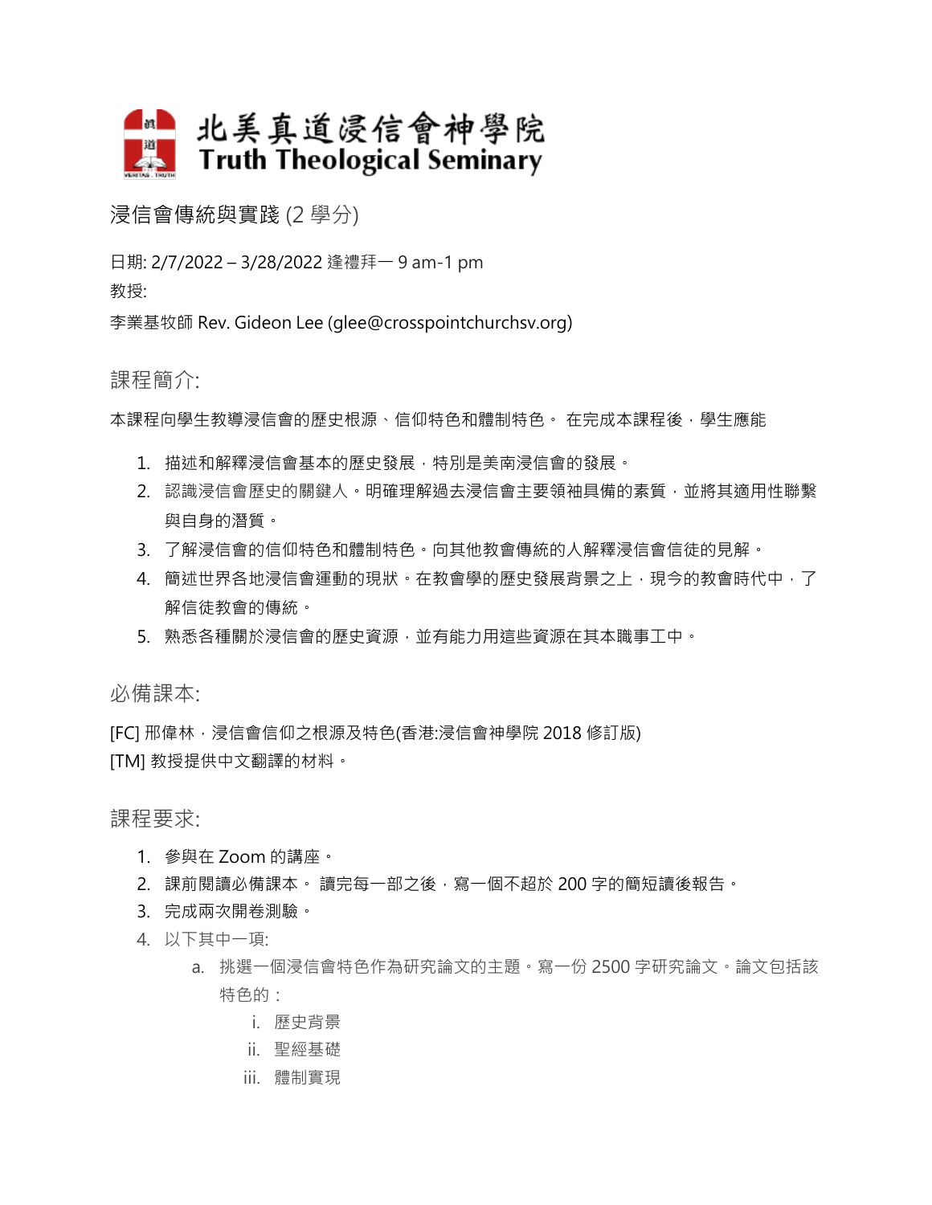# 北美真道浸信會神學院
# Truth Theological Seminary

浸信會傳統與實踐 (2 學分)

日期: 2/7/2022 – 3/28/2022 逢禮拜一 9 am-1 pm

教授:

李業基牧師 Rev. Gideon Lee (glee@crosspointchurchsv.org)

## 課程簡介:

本課程向學生教導浸信會的歷史根源、信仰特色和體制特色。 在完成本課程後，學生應能

1. 描述和解釋浸信會基本的歷史發展，特別是美南浸信會的發展。
2. 認識浸信會歷史的關鍵人。明確理解過去浸信會主要領袖具備的素質，並將其適用性聯繫與自身的潛質。
3. 了解浸信會的信仰特色和體制特色。向其他教會傳統的人解釋浸信會信徒的見解。
4. 簡述世界各地浸信會運動的現狀。在教會學的歷史發展背景之上，現今的教會時代中，了解信徒教會的傳統。
5. 熟悉各種關於浸信會的歷史資源，並有能力用這些資源在其本職事工中。

## 必備課本:

[FC] 邢偉林，浸信會信仰之根源及特色(香港:浸信會神學院 2018 修訂版)

[TM] 教授提供中文翻譯的材料。

## 課程要求:

1. 參與在 Zoom 的講座。
2. 課前閱讀必備課本。 讀完每一部之後，寫一個不超於 200 字的簡短讀後報告。
3. 完成兩次開卷測驗。
4. 以下其中一項:
   a. 挑選一個浸信會特色作為研究論文的主題。寫一份 2500 字研究論文。論文包括該特色的：
      i. 歷史背景
      ii. 聖經基礎
      iii. 體制實現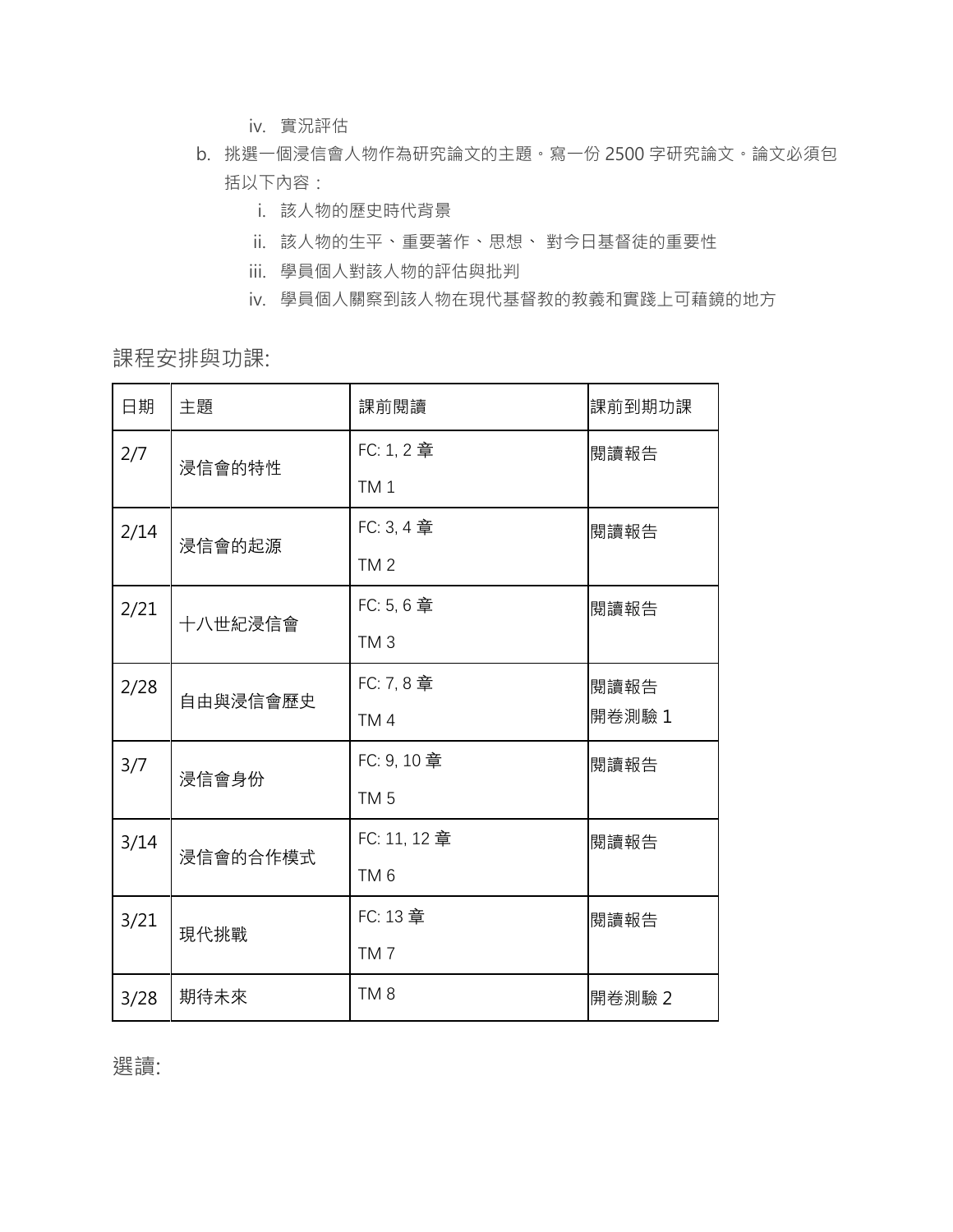iv. 實況評估

b. 挑選一個浸信會人物作為研究論文的主題。寫一份 2500 字研究論文。論文必須包括以下內容：
    i. 該人物的歷史時代背景
    ii. 該人物的生平、重要著作、思想、 對今日基督徒的重要性
    iii. 學員個人對該人物的評估與批判
    iv. 學員個人關察到該人物在現代基督教的教義和實踐上可藉鏡的地方

課程安排與功課:

| 日期 | 主題 | 課前閱讀 | 課前到期功課 |
|---|---|---|---|
| 2/7 | 浸信會的特性 | FC: 1, 2 章<br>TM 1 | 閱讀報告 |
| 2/14 | 浸信會的起源 | FC: 3, 4 章<br>TM 2 | 閱讀報告 |
| 2/21 | 十八世紀浸信會 | FC: 5, 6 章<br>TM 3 | 閱讀報告 |
| 2/28 | 自由與浸信會歷史 | FC: 7, 8 章<br>TM 4 | 閱讀報告<br>開卷測驗 1 |
| 3/7 | 浸信會身份 | FC: 9, 10 章<br>TM 5 | 閱讀報告 |
| 3/14 | 浸信會的合作模式 | FC: 11, 12 章<br>TM 6 | 閱讀報告 |
| 3/21 | 現代挑戰 | FC: 13 章<br>TM 7 | 閱讀報告 |
| 3/28 | 期待未來 | TM 8 | 開卷測驗 2 |

選讀: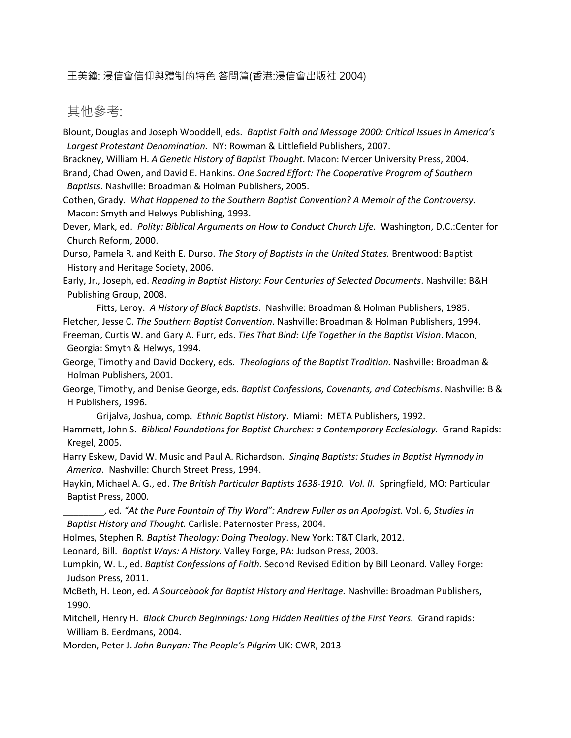王美鐘: 浸信會信仰與體制的特色 答問篇(香港:浸信會出版社 2004)

## 其他參考:

Blount, Douglas and Joseph Wooddell, eds. *Baptist Faith and Message 2000: Critical Issues in America's Largest Protestant Denomination.* NY: Rowman & Littlefield Publishers, 2007.

Brackney, William H. *A Genetic History of Baptist Thought*. Macon: Mercer University Press, 2004.

Brand, Chad Owen, and David E. Hankins. *One Sacred Effort: The Cooperative Program of Southern Baptists.* Nashville: Broadman & Holman Publishers, 2005.

Cothen, Grady. *What Happened to the Southern Baptist Convention? A Memoir of the Controversy*. Macon: Smyth and Helwys Publishing, 1993.

Dever, Mark, ed. *Polity: Biblical Arguments on How to Conduct Church Life.* Washington, D.C.:Center for Church Reform, 2000.

Durso, Pamela R. and Keith E. Durso. *The Story of Baptists in the United States.* Brentwood: Baptist History and Heritage Society, 2006.

Early, Jr., Joseph, ed. *Reading in Baptist History: Four Centuries of Selected Documents*. Nashville: B&H Publishing Group, 2008.

Fitts, Leroy. *A History of Black Baptists*. Nashville: Broadman & Holman Publishers, 1985.

Fletcher, Jesse C. *The Southern Baptist Convention*. Nashville: Broadman & Holman Publishers, 1994.

Freeman, Curtis W. and Gary A. Furr, eds. *Ties That Bind: Life Together in the Baptist Vision*. Macon, Georgia: Smyth & Helwys, 1994.

George, Timothy and David Dockery, eds. *Theologians of the Baptist Tradition.* Nashville: Broadman & Holman Publishers, 2001.

George, Timothy, and Denise George, eds. *Baptist Confessions, Covenants, and Catechisms*. Nashville: B & H Publishers, 1996.

Grijalva, Joshua, comp. *Ethnic Baptist History*. Miami: META Publishers, 1992.

Hammett, John S. *Biblical Foundations for Baptist Churches: a Contemporary Ecclesiology.* Grand Rapids: Kregel, 2005.

Harry Eskew, David W. Music and Paul A. Richardson. *Singing Baptists: Studies in Baptist Hymnody in America*. Nashville: Church Street Press, 1994.

Haykin, Michael A. G., ed. *The British Particular Baptists 1638-1910. Vol. II.* Springfield, MO: Particular Baptist Press, 2000.

________, ed. *"At the Pure Fountain of Thy Word": Andrew Fuller as an Apologist.* Vol. 6, *Studies in Baptist History and Thought.* Carlisle: Paternoster Press, 2004.

Holmes, Stephen R. *Baptist Theology: Doing Theology*. New York: T&T Clark, 2012.

Leonard, Bill. *Baptist Ways: A History.* Valley Forge, PA: Judson Press, 2003.

Lumpkin, W. L., ed. *Baptist Confessions of Faith.* Second Revised Edition by Bill Leonard*.* Valley Forge: Judson Press, 2011.

McBeth, H. Leon, ed. *A Sourcebook for Baptist History and Heritage.* Nashville: Broadman Publishers, 1990.

Mitchell, Henry H. *Black Church Beginnings: Long Hidden Realities of the First Years.* Grand rapids: William B. Eerdmans, 2004.

Morden, Peter J. *John Bunyan: The People's Pilgrim* UK: CWR, 2013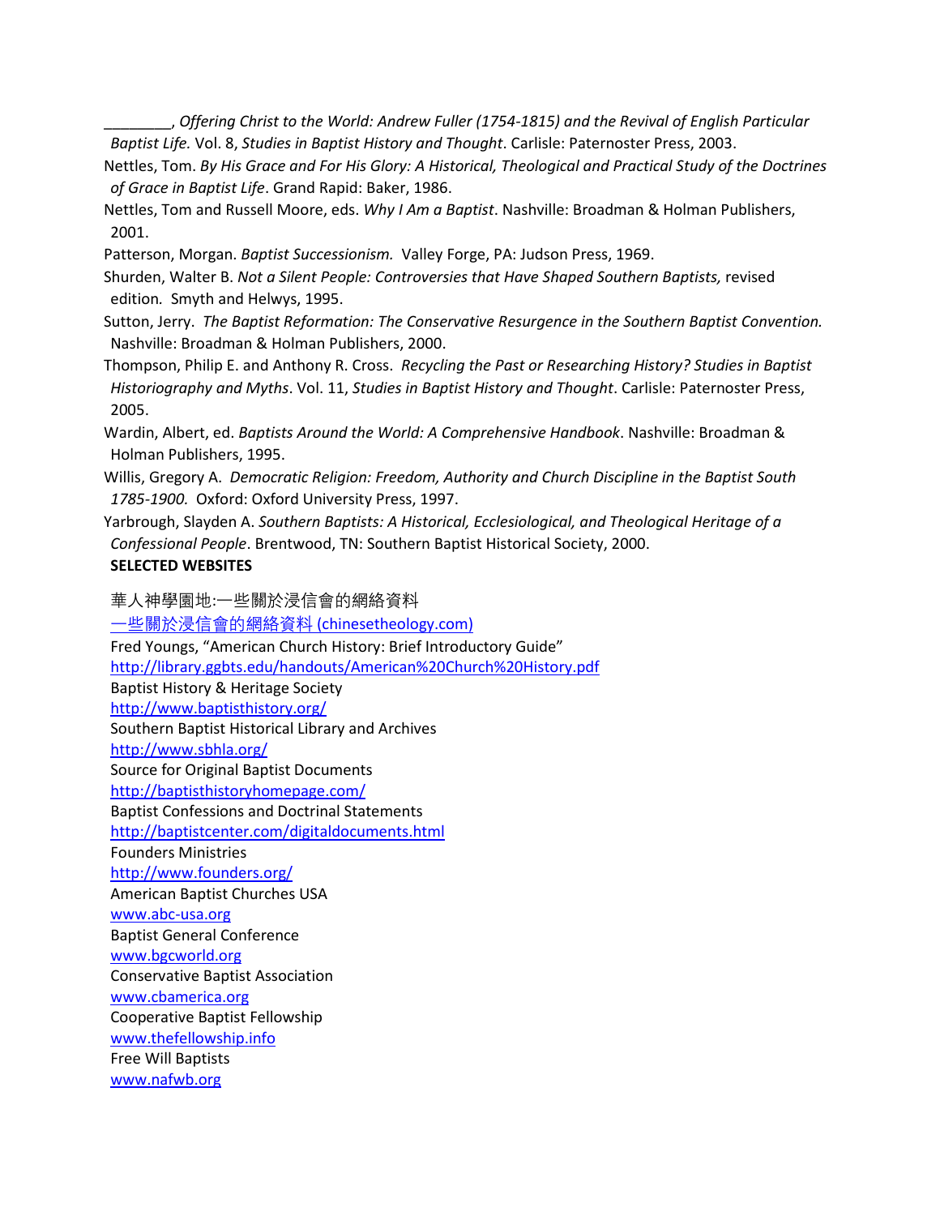________, *Offering Christ to the World: Andrew Fuller (1754-1815) and the Revival of English Particular Baptist Life.* Vol. 8, *Studies in Baptist History and Thought*. Carlisle: Paternoster Press, 2003.

Nettles, Tom. *By His Grace and For His Glory: A Historical, Theological and Practical Study of the Doctrines of Grace in Baptist Life*. Grand Rapid: Baker, 1986.

Nettles, Tom and Russell Moore, eds. *Why I Am a Baptist*. Nashville: Broadman & Holman Publishers, 2001.

Patterson, Morgan. *Baptist Successionism.* Valley Forge, PA: Judson Press, 1969.

Shurden, Walter B. *Not a Silent People: Controversies that Have Shaped Southern Baptists,* revised edition*.* Smyth and Helwys, 1995.

Sutton, Jerry. *The Baptist Reformation: The Conservative Resurgence in the Southern Baptist Convention.* Nashville: Broadman & Holman Publishers, 2000.

Thompson, Philip E. and Anthony R. Cross. *Recycling the Past or Researching History? Studies in Baptist Historiography and Myths*. Vol. 11, *Studies in Baptist History and Thought*. Carlisle: Paternoster Press, 2005.

Wardin, Albert, ed. *Baptists Around the World: A Comprehensive Handbook*. Nashville: Broadman & Holman Publishers, 1995.

Willis, Gregory A. *Democratic Religion: Freedom, Authority and Church Discipline in the Baptist South 1785-1900.* Oxford: Oxford University Press, 1997.

Yarbrough, Slayden A. *Southern Baptists: A Historical, Ecclesiological, and Theological Heritage of a Confessional People*. Brentwood, TN: Southern Baptist Historical Society, 2000.

**SELECTED WEBSITES**

華人神學園地:一些關於浸信會的網絡資料
一些關於浸信會的網絡資料 (chinesetheology.com)

Fred Youngs, "American Church History: Brief Introductory Guide"
http://library.ggbts.edu/handouts/American%20Church%20History.pdf

Baptist History & Heritage Society
http://www.baptisthistory.org/

Southern Baptist Historical Library and Archives
http://www.sbhla.org/

Source for Original Baptist Documents
http://baptisthistoryhomepage.com/

Baptist Confessions and Doctrinal Statements
http://baptistcenter.com/digitaldocuments.html

Founders Ministries
http://www.founders.org/

American Baptist Churches USA
www.abc-usa.org

Baptist General Conference
www.bgcworld.org

Conservative Baptist Association
www.cbamerica.org

Cooperative Baptist Fellowship
www.thefellowship.info

Free Will Baptists
www.nafwb.org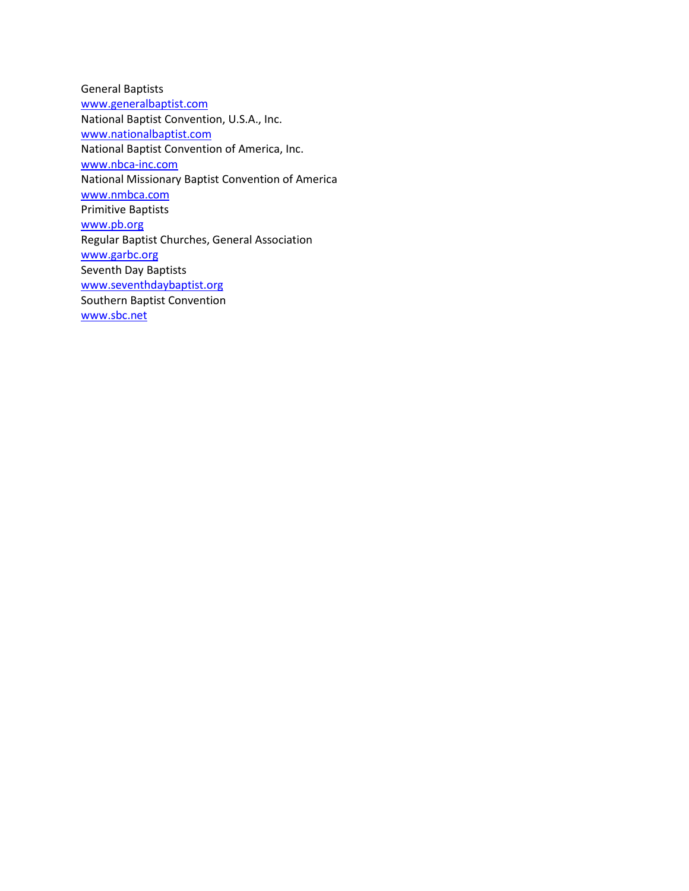General Baptists  
www.generalbaptist.com  
National Baptist Convention, U.S.A., Inc.  
www.nationalbaptist.com  
National Baptist Convention of America, Inc.  
www.nbca-inc.com  
National Missionary Baptist Convention of America  
www.nmbca.com  
Primitive Baptists  
www.pb.org  
Regular Baptist Churches, General Association  
www.garbc.org  
Seventh Day Baptists  
www.seventhdaybaptist.org  
Southern Baptist Convention  
www.sbc.net